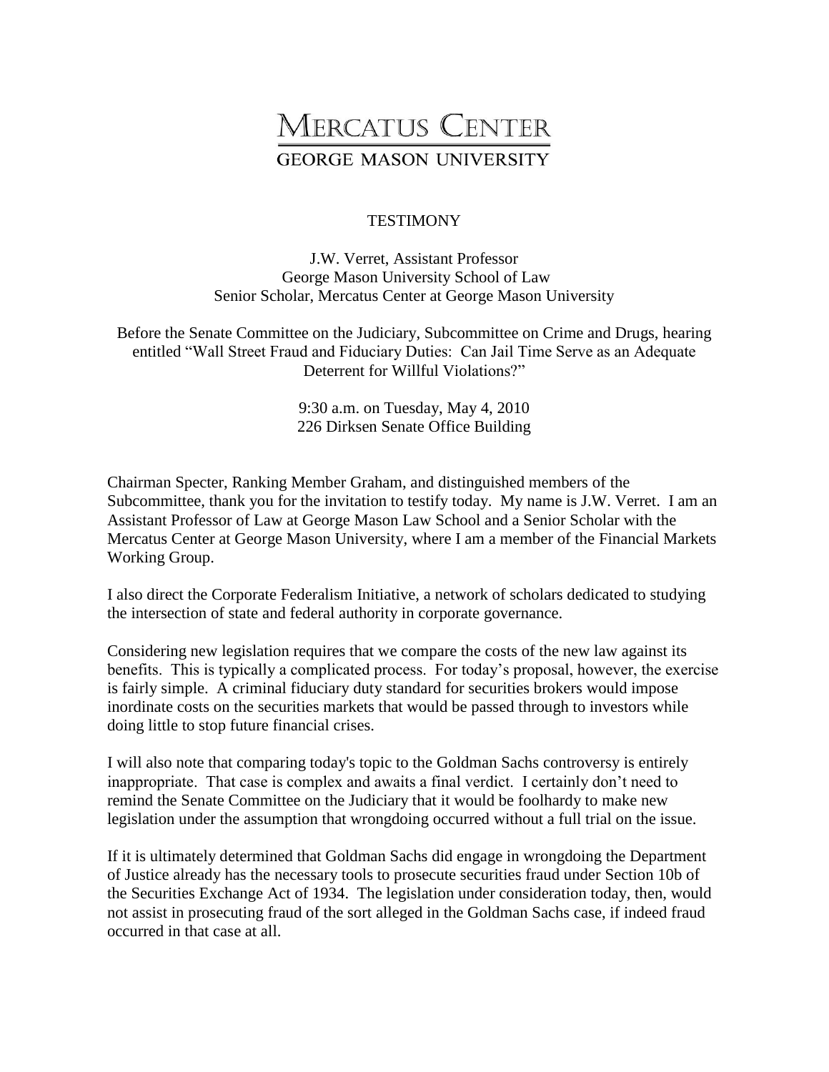# MERCATUS CENTER

## GEORGE MASON UNIVERSITY

TESTIMONY

J.W. Verret, Assistant Professor
George Mason University School of Law
Senior Scholar, Mercatus Center at George Mason University

Before the Senate Committee on the Judiciary, Subcommittee on Crime and Drugs, hearing entitled "Wall Street Fraud and Fiduciary Duties: Can Jail Time Serve as an Adequate Deterrent for Willful Violations?"

9:30 a.m. on Tuesday, May 4, 2010
226 Dirksen Senate Office Building

Chairman Specter, Ranking Member Graham, and distinguished members of the Subcommittee, thank you for the invitation to testify today. My name is J.W. Verret. I am an Assistant Professor of Law at George Mason Law School and a Senior Scholar with the Mercatus Center at George Mason University, where I am a member of the Financial Markets Working Group.

I also direct the Corporate Federalism Initiative, a network of scholars dedicated to studying the intersection of state and federal authority in corporate governance.

Considering new legislation requires that we compare the costs of the new law against its benefits. This is typically a complicated process. For today's proposal, however, the exercise is fairly simple. A criminal fiduciary duty standard for securities brokers would impose inordinate costs on the securities markets that would be passed through to investors while doing little to stop future financial crises.

I will also note that comparing today's topic to the Goldman Sachs controversy is entirely inappropriate. That case is complex and awaits a final verdict. I certainly don't need to remind the Senate Committee on the Judiciary that it would be foolhardy to make new legislation under the assumption that wrongdoing occurred without a full trial on the issue.

If it is ultimately determined that Goldman Sachs did engage in wrongdoing the Department of Justice already has the necessary tools to prosecute securities fraud under Section 10b of the Securities Exchange Act of 1934. The legislation under consideration today, then, would not assist in prosecuting fraud of the sort alleged in the Goldman Sachs case, if indeed fraud occurred in that case at all.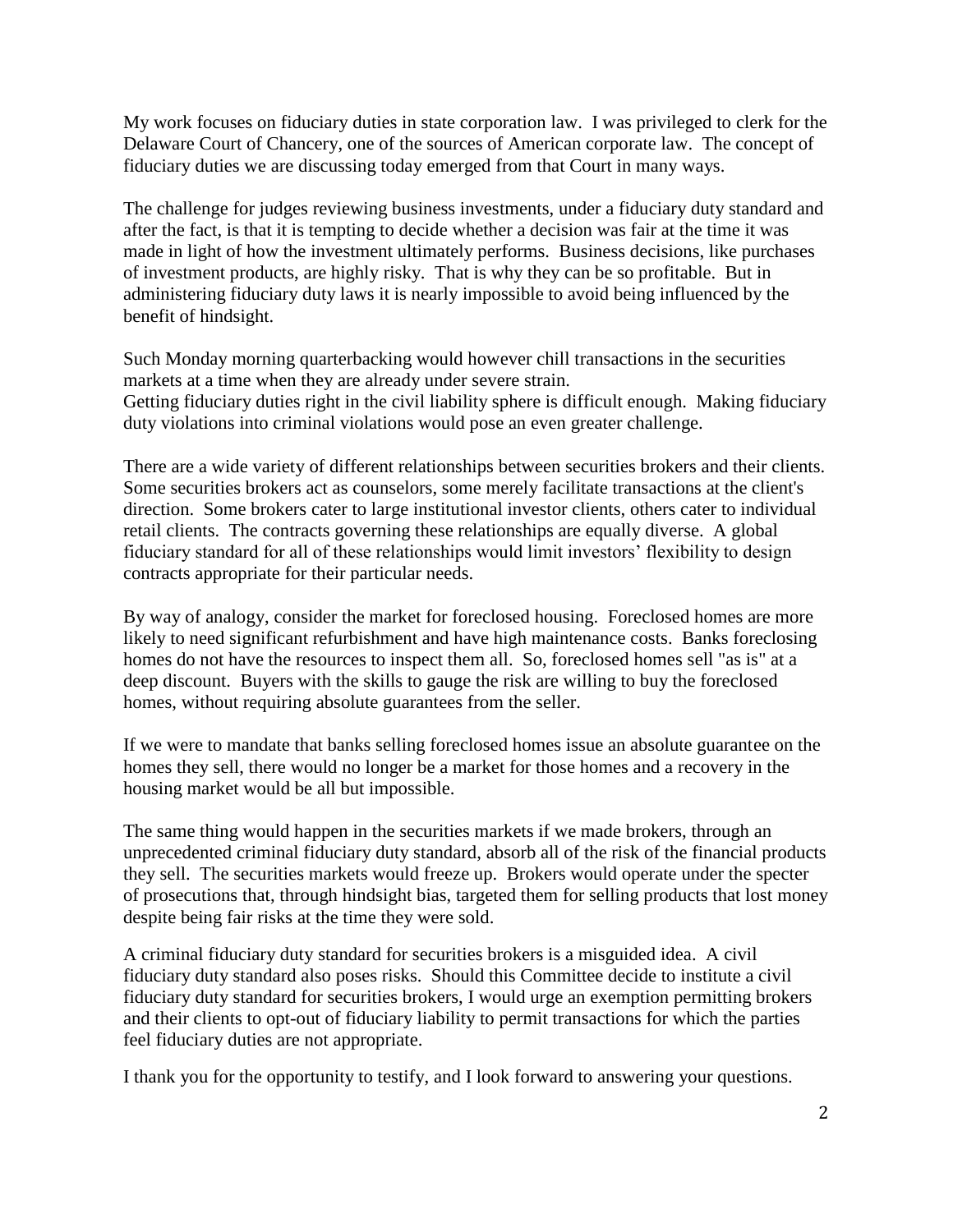My work focuses on fiduciary duties in state corporation law. I was privileged to clerk for the Delaware Court of Chancery, one of the sources of American corporate law. The concept of fiduciary duties we are discussing today emerged from that Court in many ways.

The challenge for judges reviewing business investments, under a fiduciary duty standard and after the fact, is that it is tempting to decide whether a decision was fair at the time it was made in light of how the investment ultimately performs. Business decisions, like purchases of investment products, are highly risky. That is why they can be so profitable. But in administering fiduciary duty laws it is nearly impossible to avoid being influenced by the benefit of hindsight.

Such Monday morning quarterbacking would however chill transactions in the securities markets at a time when they are already under severe strain.
Getting fiduciary duties right in the civil liability sphere is difficult enough. Making fiduciary duty violations into criminal violations would pose an even greater challenge.

There are a wide variety of different relationships between securities brokers and their clients. Some securities brokers act as counselors, some merely facilitate transactions at the client's direction. Some brokers cater to large institutional investor clients, others cater to individual retail clients. The contracts governing these relationships are equally diverse. A global fiduciary standard for all of these relationships would limit investors' flexibility to design contracts appropriate for their particular needs.

By way of analogy, consider the market for foreclosed housing. Foreclosed homes are more likely to need significant refurbishment and have high maintenance costs. Banks foreclosing homes do not have the resources to inspect them all. So, foreclosed homes sell "as is" at a deep discount. Buyers with the skills to gauge the risk are willing to buy the foreclosed homes, without requiring absolute guarantees from the seller.

If we were to mandate that banks selling foreclosed homes issue an absolute guarantee on the homes they sell, there would no longer be a market for those homes and a recovery in the housing market would be all but impossible.

The same thing would happen in the securities markets if we made brokers, through an unprecedented criminal fiduciary duty standard, absorb all of the risk of the financial products they sell. The securities markets would freeze up. Brokers would operate under the specter of prosecutions that, through hindsight bias, targeted them for selling products that lost money despite being fair risks at the time they were sold.

A criminal fiduciary duty standard for securities brokers is a misguided idea. A civil fiduciary duty standard also poses risks. Should this Committee decide to institute a civil fiduciary duty standard for securities brokers, I would urge an exemption permitting brokers and their clients to opt-out of fiduciary liability to permit transactions for which the parties feel fiduciary duties are not appropriate.

I thank you for the opportunity to testify, and I look forward to answering your questions.